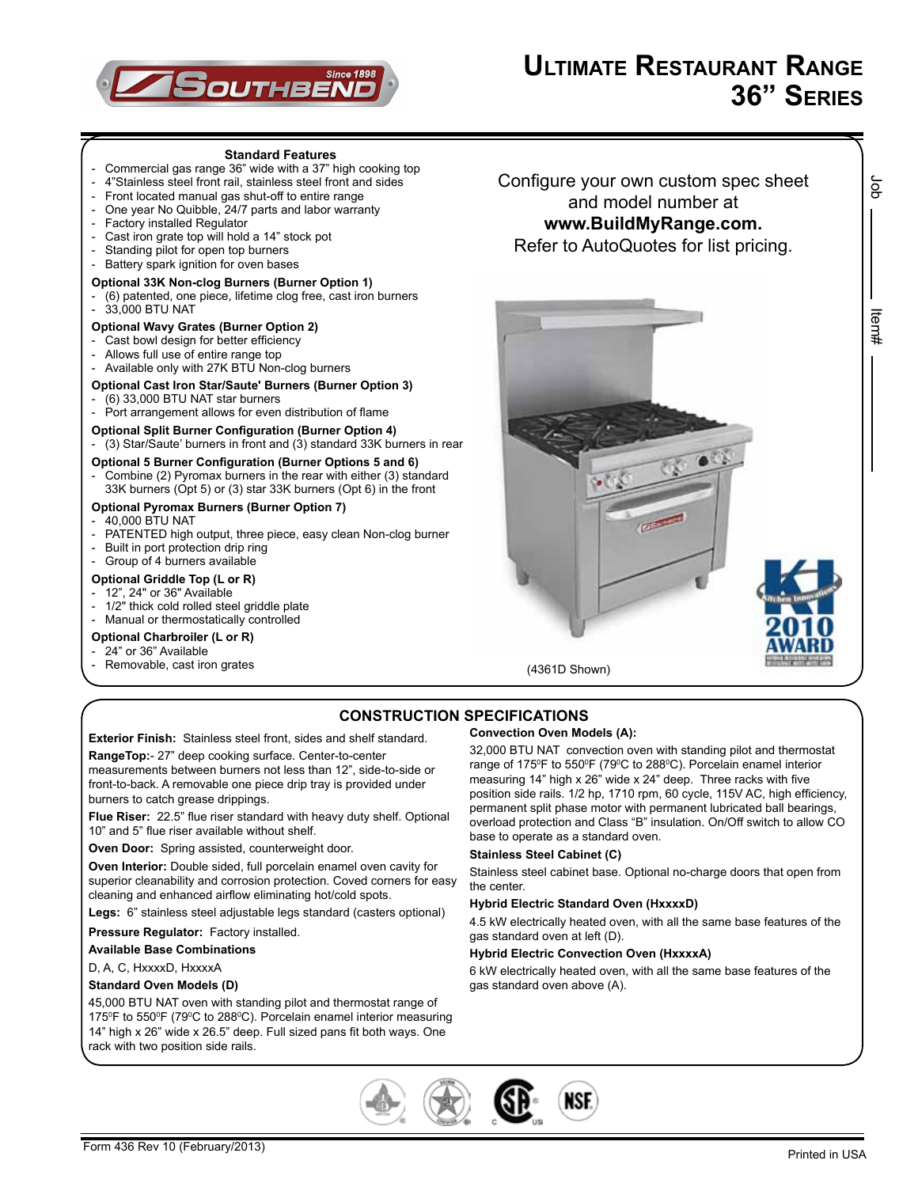# Ultimate Restaurant Range 36" Series

**Standard Features**
- Commercial gas range 36" wide with a 37" high cooking top
- 4"Stainless steel front rail, stainless steel front and sides
- Front located manual gas shut-off to entire range
- One year No Quibble, 24/7 parts and labor warranty
- Factory installed Regulator
- Cast iron grate top will hold a 14" stock pot
- Standing pilot for open top burners
- Battery spark ignition for oven bases

**Optional 33K Non-clog Burners (Burner Option 1)**
- (6) patented, one piece, lifetime clog free, cast iron burners
- 33,000 BTU NAT

**Optional Wavy Grates (Burner Option 2)**
- Cast bowl design for better efficiency
- Allows full use of entire range top
- Available only with 27K BTU Non-clog burners

**Optional Cast Iron Star/Saute' Burners (Burner Option 3)**
- (6) 33,000 BTU NAT star burners
- Port arrangement allows for even distribution of flame

**Optional Split Burner Configuration (Burner Option 4)**
- (3) Star/Saute' burners in front and (3) standard 33K burners in rear

**Optional 5 Burner Configuration (Burner Options 5 and 6)**
- Combine (2) Pyromax burners in the rear with either (3) standard 33K burners (Opt 5) or (3) star 33K burners (Opt 6) in the front

**Optional Pyromax Burners (Burner Option 7)**
- 40,000 BTU NAT
- PATENTED high output, three piece, easy clean Non-clog burner
- Built in port protection drip ring
- Group of 4 burners available

**Optional Griddle Top (L or R)**
- 12", 24" or 36" Available
- 1/2" thick cold rolled steel griddle plate
- Manual or thermostatically controlled

**Optional Charbroiler (L or R)**
- 24" or 36" Available
- Removable, cast iron grates

Configure your own custom spec sheet and model number at **www.BuildMyRange.com.** Refer to AutoQuotes for list pricing.

(4361D Shown)

Job ____________ Item# ____________

## CONSTRUCTION SPECIFICATIONS

**Exterior Finish:** Stainless steel front, sides and shelf standard.

**RangeTop:**- 27" deep cooking surface. Center-to-center measurements between burners not less than 12", side-to-side or front-to-back. A removable one piece drip tray is provided under burners to catch grease drippings.

**Flue Riser:** 22.5" flue riser standard with heavy duty shelf. Optional 10" and 5" flue riser available without shelf.

**Oven Door:** Spring assisted, counterweight door.

**Oven Interior:** Double sided, full porcelain enamel oven cavity for superior cleanability and corrosion protection. Coved corners for easy cleaning and enhanced airflow eliminating hot/cold spots.

**Legs:** 6" stainless steel adjustable legs standard (casters optional)

**Pressure Regulator:** Factory installed.

**Available Base Combinations**

D, A, C, HxxxxD, HxxxxA

**Standard Oven Models (D)**

45,000 BTU NAT oven with standing pilot and thermostat range of 175°F to 550°F (79°C to 288°C). Porcelain enamel interior measuring 14" high x 26" wide x 26.5" deep. Full sized pans fit both ways. One rack with two position side rails.

**Convection Oven Models (A):**

32,000 BTU NAT convection oven with standing pilot and thermostat range of 175°F to 550°F (79°C to 288°C). Porcelain enamel interior measuring 14" high x 26" wide x 24" deep. Three racks with five position side rails. 1/2 hp, 1710 rpm, 60 cycle, 115V AC, high efficiency, permanent split phase motor with permanent lubricated ball bearings, overload protection and Class "B" insulation. On/Off switch to allow CO base to operate as a standard oven.

**Stainless Steel Cabinet (C)**

Stainless steel cabinet base. Optional no-charge doors that open from the center.

**Hybrid Electric Standard Oven (HxxxxD)**

4.5 kW electrically heated oven, with all the same base features of the gas standard oven at left (D).

**Hybrid Electric Convection Oven (HxxxxA)**

6 kW electrically heated oven, with all the same base features of the gas standard oven above (A).

Form 436 Rev 10 (February/2013)

Printed in USA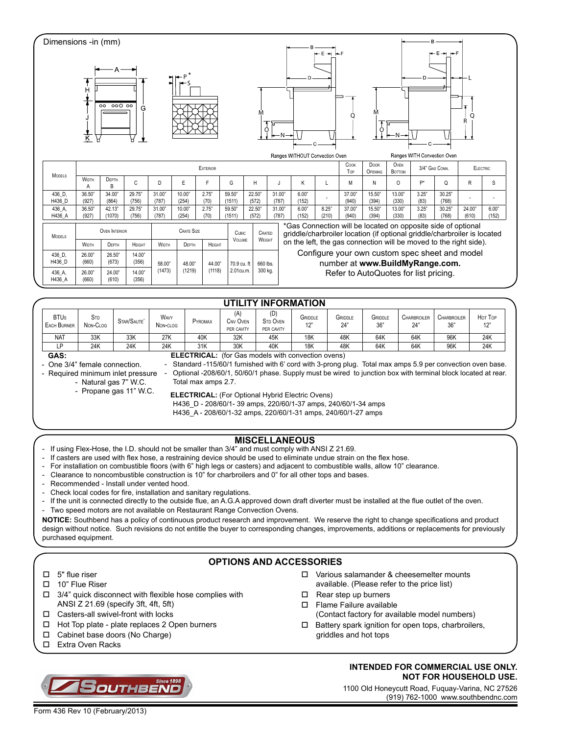Dimensions -in (mm)

Ranges WITHOUT Convection Oven

Ranges WITH Convection Oven

| Models | Exterior | | | | | | | | | | | Cook Top | Door Opening | Oven Bottom | 3/4" Gas Conn. | | Electric | |
|---|---|---|---|---|---|---|---|---|---|---|---|---|---|---|---|---|---|---|
| | Width A | Depth B | C | D | E | F | G | H | J | K | L | M | N | O | P* | Q | R | S |
| 436_D, H436_D | 36.50" (927) | 34.00" (864) | 29.75" (756) | 31.00" (787) | 10.00" (254) | 2.75" (70) | 59.50" (1511) | 22.50" (572) | 31.00" (787) | 6.00" (152) | - | 37.00" (940) | 15.50" (394) | 13.00" (330) | 3.25" (83) | 30.25" (768) | - | - |
| 436_A, H436_A | 36.50" (927) | 42.13" (1070) | 29.75" (756) | 31.00" (787) | 10.00" (254) | 2.75" (70) | 59.50" (1511) | 22.50" (572) | 31.00" (787) | 6.00" (152) | 8.25" (210) | 37.00" (940) | 15.50" (394) | 13.00" (330) | 3.25" (83) | 30.25" (768) | 24.00" (610) | 6.00" (152) |

| Models | Oven Interior | | | Crate Size | | | Cubic Volume | Crated Weight |
|---|---|---|---|---|---|---|---|---|
| | Width | Depth | Height | Width | Depth | Height | | |
| 436_D, H436_D | 26.00" (660) | 26.50" (673) | 14.00" (356) | 58.00" (1473) | 48.00" (1219) | 44.00" (1118) | 70.9 cu. ft 2.01cu.m. | 660 lbs. 300 kg. |
| 436_A, H436_A | 26.00" (660) | 24.00" (610) | 14.00" (356) | | | | | |

*Gas Connection will be located on opposite side of optional griddle/charbroiler location (if optional griddle/charbroiler is located on the left, the gas connection will be moved to the right side).

Configure your own custom spec sheet and model number at **www.BuildMyRange.com.** Refer to AutoQuotes for list pricing.

## UTILITY INFORMATION

| BTUs Each Burner | Std Non-Clog | Star/Saute' | Wavy Non-clog | Pyromax | (A) Cnv Oven per cavity | (D) Std Oven per cavity | Griddle 12" | Griddle 24" | Griddle 36" | Charbroiler 24" | Charbroiler 36" | Hot Top 12" |
|---|---|---|---|---|---|---|---|---|---|---|---|---|
| NAT | 33K | 33K | 27K | 40K | 32K | 45K | 18K | 48K | 64K | 64K | 96K | 24K |
| LP | 24K | 24K | 24K | 31K | 30K | 40K | 18K | 48K | 64K | 64K | 96K | 24K |

**GAS:**
- One 3/4" female connection.
- Required minimum inlet pressure
  - Natural gas 7" W.C.
  - Propane gas 11" W.C.

**ELECTRICAL:** (for Gas models with convection ovens)
- Standard -115/60/1 furnished with 6' cord with 3-prong plug. Total max amps 5.9 per convection oven base.
- Optional -208/60/1, 50/60/1 phase. Supply must be wired to junction box with terminal block located at rear. Total max amps 2.7.

**ELECTRICAL:** (For Optional Hybrid Electric Ovens)
H436_D - 208/60/1- 39 amps, 220/60/1-37 amps, 240/60/1-34 amps
H436_A - 208/60/1-32 amps, 220/60/1-31 amps, 240/60/1-27 amps

## MISCELLANEOUS

- If using Flex-Hose, the I.D. should not be smaller than 3/4" and must comply with ANSI Z 21.69.
- If casters are used with flex hose, a restraining device should be used to eliminate undue strain on the flex hose.
- For installation on combustible floors (with 6" high legs or casters) and adjacent to combustible walls, allow 10" clearance.
- Clearance to noncombustible construction is 10" for charbroilers and 0" for all other tops and bases.
- Recommended - Install under vented hood.
- Check local codes for fire, installation and sanitary regulations.
- If the unit is connected directly to the outside flue, an A.G.A approved down draft diverter must be installed at the flue outlet of the oven.
- Two speed motors are not available on Restaurant Range Convection Ovens.

**NOTICE:** Southbend has a policy of continuous product research and improvement. We reserve the right to change specifications and product design without notice. Such revisions do not entitle the buyer to corresponding changes, improvements, additions or replacements for previously purchased equipment.

## OPTIONS AND ACCESSORIES

- ☐ 5" flue riser
- ☐ 10" Flue Riser
- ☐ 3/4" quick disconnect with flexible hose complies with ANSI Z 21.69 (specify 3ft, 4ft, 5ft)
- ☐ Casters-all swivel-front with locks
- ☐ Hot Top plate - plate replaces 2 Open burners
- ☐ Cabinet base doors (No Charge)
- ☐ Extra Oven Racks
- ☐ Various salamander & cheesemelter mounts available. (Please refer to the price list)
- ☐ Rear step up burners
- ☐ Flame Failure available (Contact factory for available model numbers)
- ☐ Battery spark ignition for open tops, charbroilers, griddles and hot tops

**INTENDED FOR COMMERCIAL USE ONLY.**
**NOT FOR HOUSEHOLD USE.**

SOUTHBEND Since 1898

1100 Old Honeycutt Road, Fuquay-Varina, NC 27526
(919) 762-1000 www.southbendnc.com

Form 436 Rev 10 (February/2013)